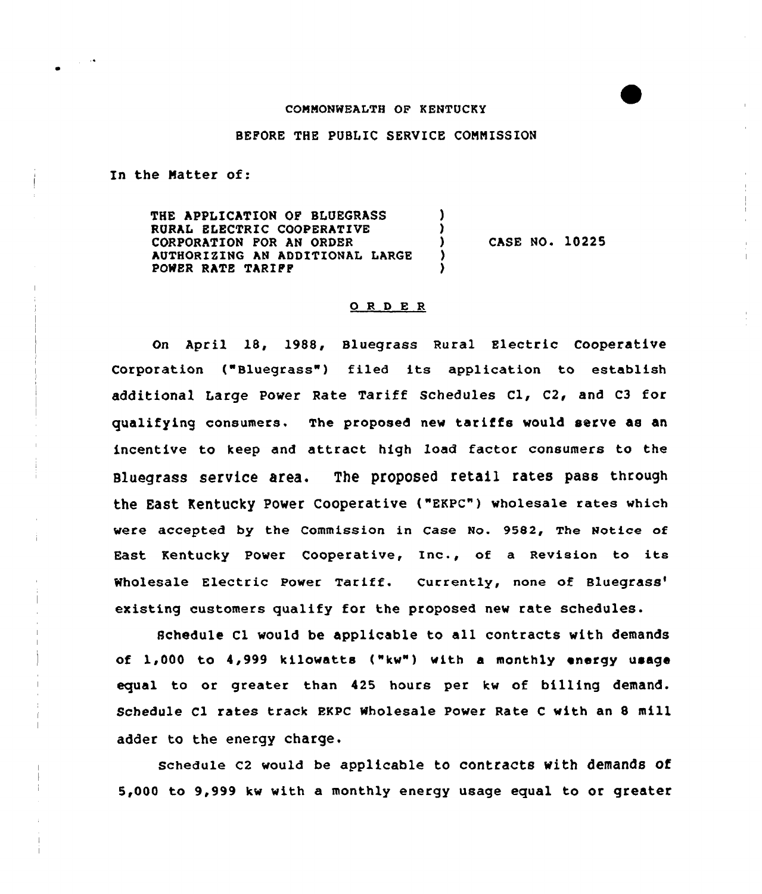COMMONWEALTH OF KENTUCKY

BEFORE THE PUBLIC SERVICE COMMISSION

In the Matter of:

| | | |
|---|---|---|
| THE APPLICATION OF BLUEGRASS RURAL ELECTRIC COOPERATIVE CORPORATION FOR AN ORDER AUTHORIZING AN ADDITIONAL LARGE POWER RATE TARIFF | ) | CASE NO. 10225 |

## ORDER

On April 18, 1988, Bluegrass Rural Electric Cooperative Corporation ("Bluegrass") filed its application to establish additional Large Power Rate Tariff Schedules C1, C2, and C3 for qualifying consumers. The proposed new tariffs would serve as an incentive to keep and attract high load factor consumers to the Bluegrass service area. The proposed retail rates pass through the East Kentucky Power Cooperative ("EKPC") wholesale rates which were accepted by the Commission in Case No. 9582, The Notice of East Kentucky Power Cooperative, Inc., of a Revision to its Wholesale Electric Power Tariff. Currently, none of Bluegrass' existing customers qualify for the proposed new rate schedules.

Schedule C1 would be applicable to all contracts with demands of 1,000 to 4,999 kilowatts ("kw") with a monthly energy usage equal to or greater than 425 hours per kw of billing demand. Schedule C1 rates track EKPC Wholesale Power Rate C with an 8 mill adder to the energy charge.

Schedule C2 would be applicable to contracts with demands of 5,000 to 9,999 kw with a monthly energy usage equal to or greater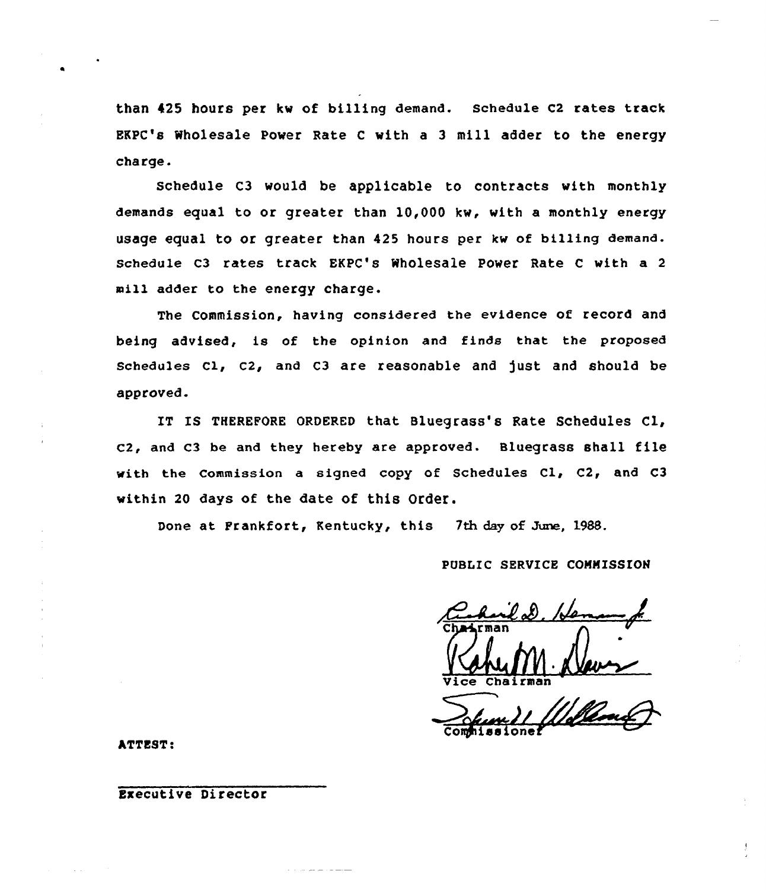than 425 hours per kw of billing demand. Schedule C2 rates track EKPC's Wholesale Power Rate C with a 3 mill adder to the energy charge.

Schedule C3 would be applicable to contracts with monthly demands equal to or greater than 10,000 kw, with a monthly energy usage equal to or greater than 425 hours per kw of billing demand. Schedule C3 rates track EKPC's Wholesale Power Rate C with a 2 mill adder to the energy charge.

The Commission, having considered the evidence of record and being advised, is of the opinion and finds that the proposed Schedules C1, C2, and C3 are reasonable and just and should be approved.

IT IS THEREFORE ORDERED that Bluegrass's Rate Schedules C1, C2, and C3 be and they hereby are approved. Bluegrass shall file with the Commission a signed copy of Schedules C1, C2, and C3 within 20 days of the date of this Order.

Done at Frankfort, Kentucky, this 7th day of June, 1988.

PUBLIC SERVICE COMMISSION

Chairman

Vice Chairman

Commissioner

ATTEST:

Executive Director